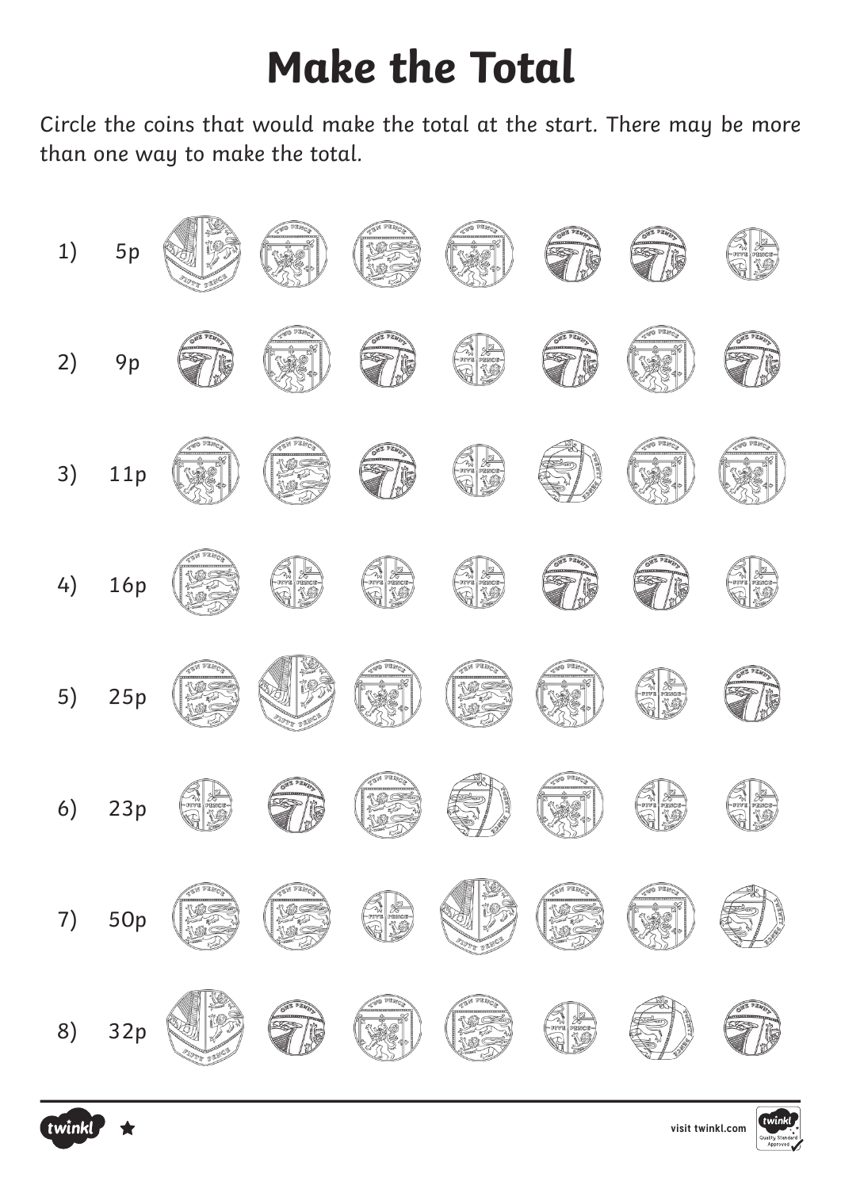# Make the Total

Circle the coins that would make the total at the start. There may be more than one way to make the total.

1) 5p

2) 9p

3) 11p

4) 16p

5) 25p

6) 23p

7) 50p

8) 32p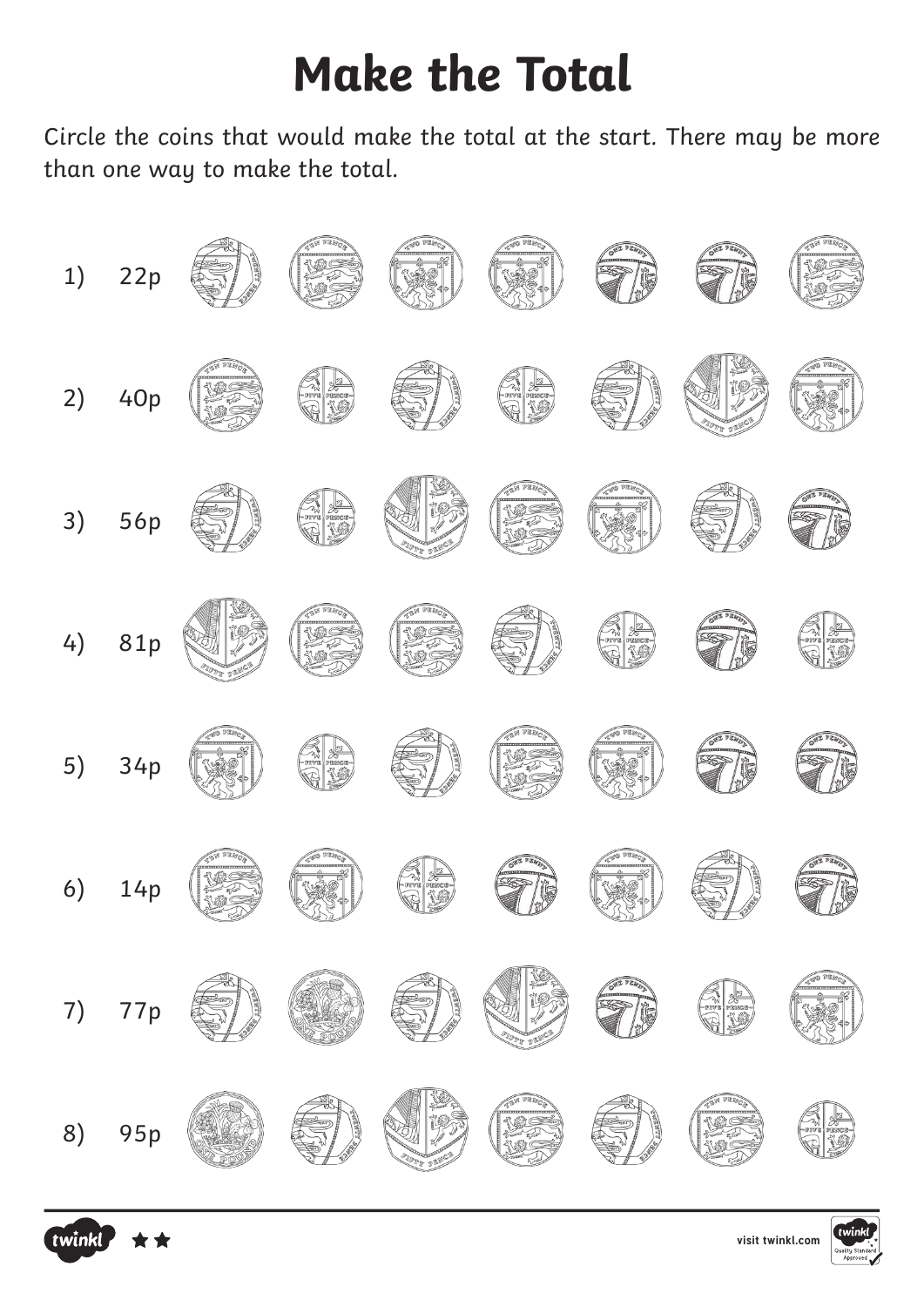# Make the Total

Circle the coins that would make the total at the start. There may be more than one way to make the total.

1) 22p

2) 40p

3) 56p

4) 81p

5) 34p

6) 14p

7) 77p

8) 95p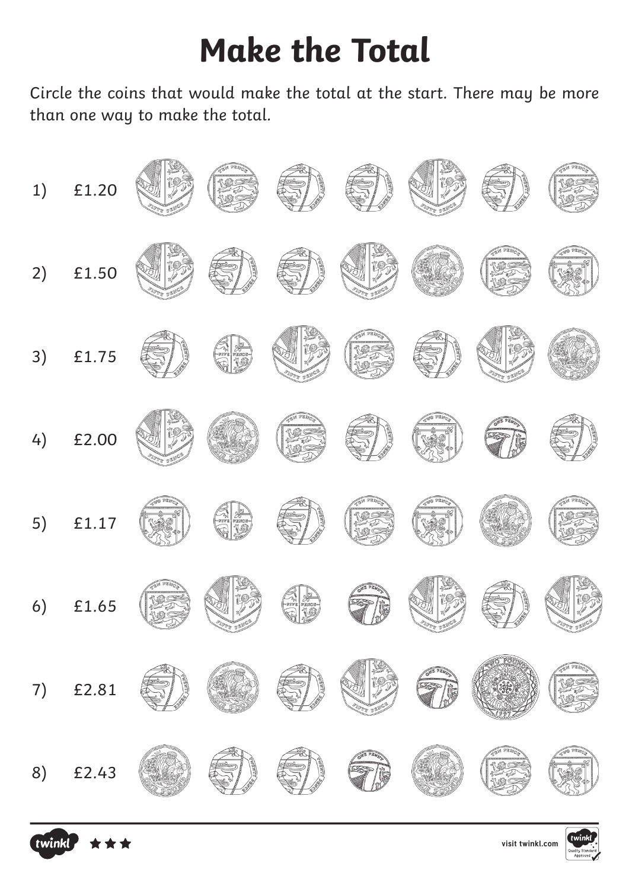# Make the Total

Circle the coins that would make the total at the start. There may be more than one way to make the total.

1) £1.20

2) £1.50

3) £1.75

4) £2.00

5) £1.17

6) £1.65

7) £2.81

8) £2.43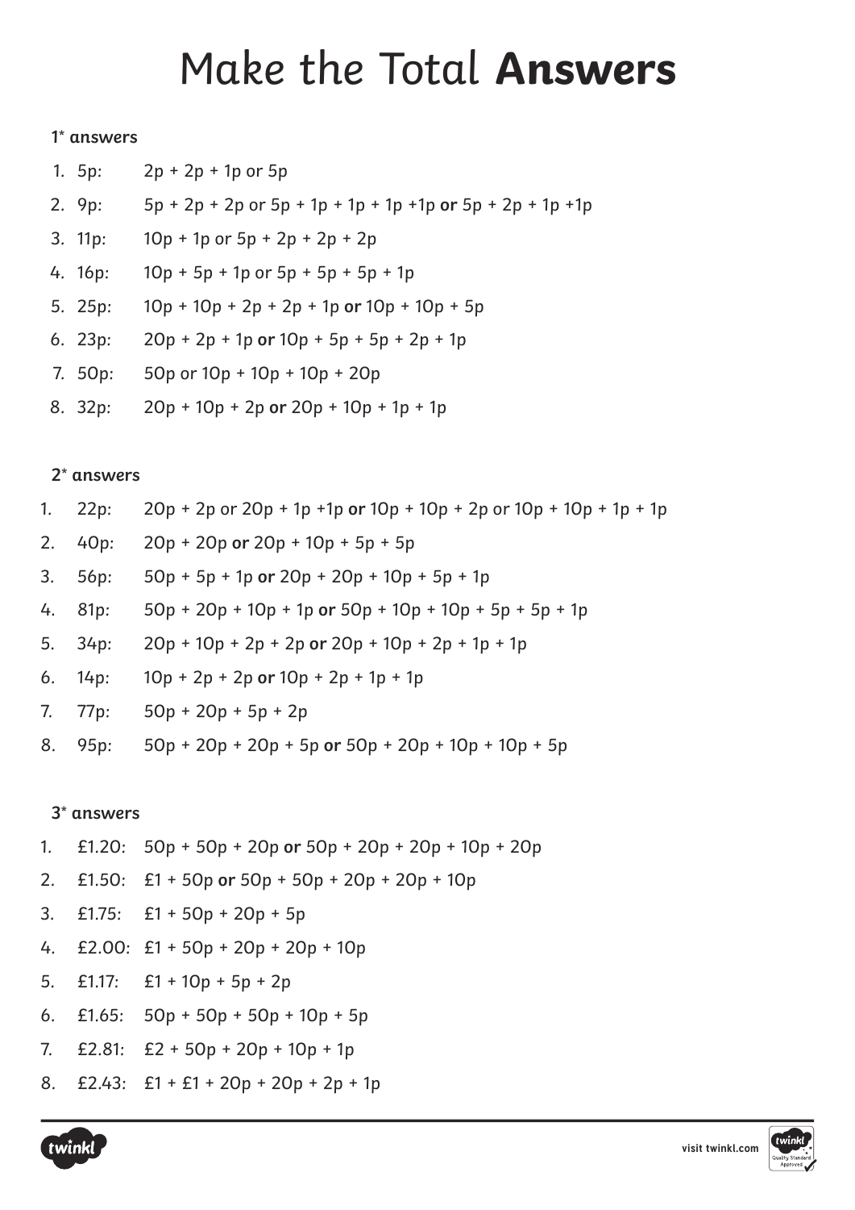# Make the Total **Answers**

**1* answers**

1. 5p: 2p + 2p + 1p or 5p
2. 9p: 5p + 2p + 2p or 5p + 1p + 1p + 1p +1p **or** 5p + 2p + 1p +1p
3. 11p: 10p + 1p or 5p + 2p + 2p + 2p
4. 16p: 10p + 5p + 1p or 5p + 5p + 5p + 1p
5. 25p: 10p + 10p + 2p + 2p + 1p **or** 10p + 10p + 5p
6. 23p: 20p + 2p + 1p **or** 10p + 5p + 5p + 2p + 1p
7. 50p: 50p or 10p + 10p + 10p + 20p
8. 32p: 20p + 10p + 2p **or** 20p + 10p + 1p + 1p

**2* answers**

1. 22p: 20p + 2p or 20p + 1p +1p **or** 10p + 10p + 2p or 10p + 10p + 1p + 1p
2. 40p: 20p + 20p **or** 20p + 10p + 5p + 5p
3. 56p: 50p + 5p + 1p **or** 20p + 20p + 10p + 5p + 1p
4. 81p: 50p + 20p + 10p + 1p **or** 50p + 10p + 10p + 5p + 5p + 1p
5. 34p: 20p + 10p + 2p + 2p **or** 20p + 10p + 2p + 1p + 1p
6. 14p: 10p + 2p + 2p **or** 10p + 2p + 1p + 1p
7. 77p: 50p + 20p + 5p + 2p
8. 95p: 50p + 20p + 20p + 5p **or** 50p + 20p + 10p + 10p + 5p

**3* answers**

1. £1.20: 50p + 50p + 20p **or** 50p + 20p + 20p + 10p + 20p
2. £1.50: £1 + 50p **or** 50p + 50p + 20p + 20p + 10p
3. £1.75: £1 + 50p + 20p + 5p
4. £2.00: £1 + 50p + 20p + 20p + 10p
5. £1.17: £1 + 10p + 5p + 2p
6. £1.65: 50p + 50p + 50p + 10p + 5p
7. £2.81: £2 + 50p + 20p + 10p + 1p
8. £2.43: £1 + £1 + 20p + 20p + 2p + 1p